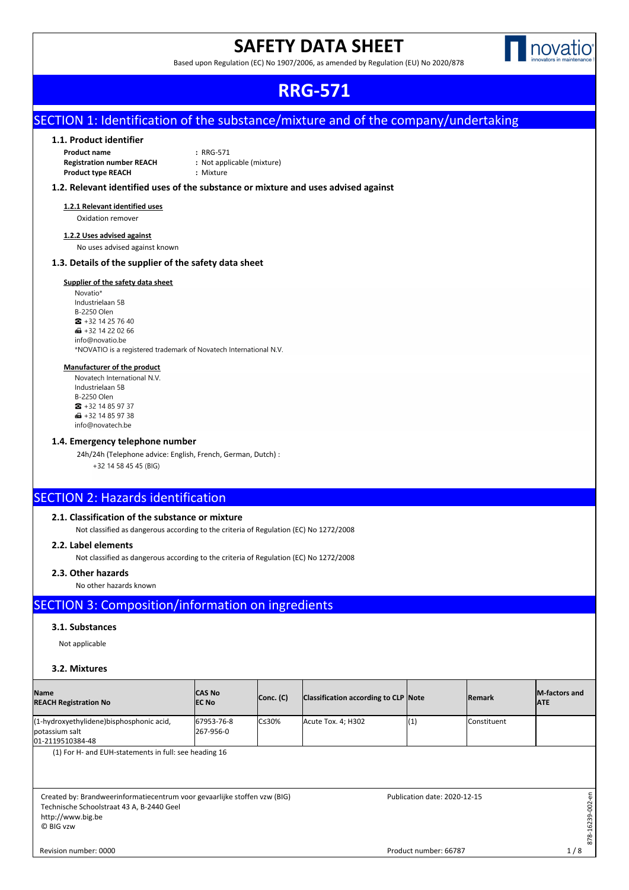# SAFETY DATA SHEET

Based upon Regulation (EC) No 1907/2006, as amended by Regulation (EU) No 2020/878

# RRG-571

## SECTION 1: Identification of the substance/mixture and of the company/undertaking

### 1.1. Product identifier

**Product name** : RRG-571
**Registration number REACH** : Not applicable (mixture)
**Product type REACH** : Mixture

### 1.2. Relevant identified uses of the substance or mixture and uses advised against

**1.2.1 Relevant identified uses**

Oxidation remover

**1.2.2 Uses advised against**

No uses advised against known

### 1.3. Details of the supplier of the safety data sheet

**Supplier of the safety data sheet**

Novatio*
Industrielaan 5B
B-2250 Olen
☎ +32 14 25 76 40
🖷 +32 14 22 02 66
info@novatio.be
*NOVATIO is a registered trademark of Novatech International N.V.

**Manufacturer of the product**

Novatech International N.V.
Industrielaan 5B
B-2250 Olen
☎ +32 14 85 97 37
🖷 +32 14 85 97 38
info@novatech.be

### 1.4. Emergency telephone number

24h/24h (Telephone advice: English, French, German, Dutch) :
+32 14 58 45 45 (BIG)

## SECTION 2: Hazards identification

### 2.1. Classification of the substance or mixture

Not classified as dangerous according to the criteria of Regulation (EC) No 1272/2008

### 2.2. Label elements

Not classified as dangerous according to the criteria of Regulation (EC) No 1272/2008

### 2.3. Other hazards

No other hazards known

## SECTION 3: Composition/information on ingredients

### 3.1. Substances

Not applicable

### 3.2. Mixtures

| Name<br>REACH Registration No | CAS No<br>EC No | Conc. (C) | Classification according to CLP | Note | Remark | M-factors and ATE |
|---|---|---|---|---|---|---|
| (1-hydroxyethylidene)bisphosphonic acid, potassium salt<br>01-2119510384-48 | 67953-76-8<br>267-956-0 | C≤30% | Acute Tox. 4; H302 | (1) | Constituent | |

(1) For H- and EUH-statements in full: see heading 16

Created by: Brandweerinformatiecentrum voor gevaarlijke stoffen vzw (BIG)
Technische Schoolstraat 43 A, B-2440 Geel
http://www.big.be
© BIG vzw

Publication date: 2020-12-15

Revision number: 0000

Product number: 66787

878-16239-002-en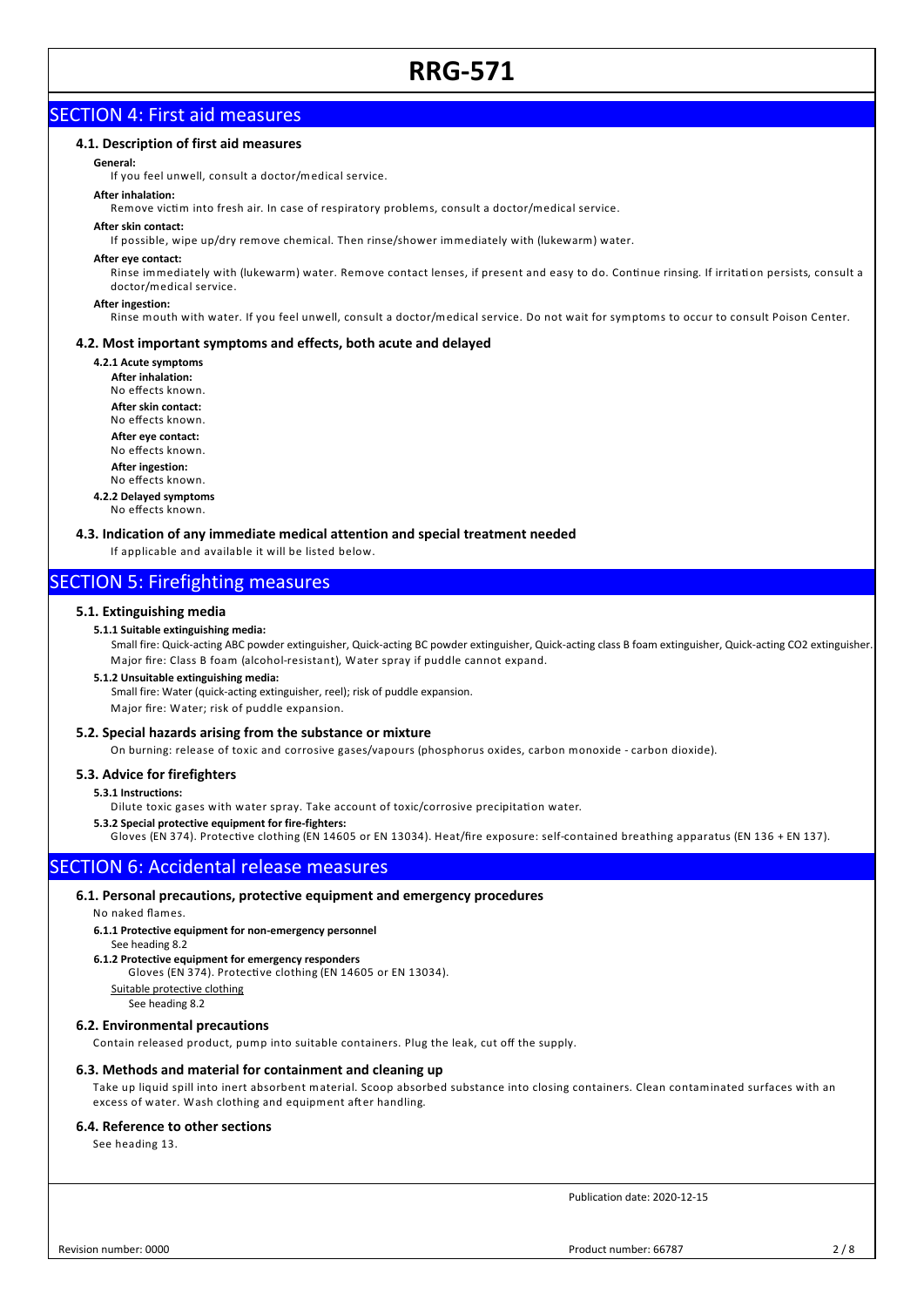## SECTION 4: First aid measures

### 4.1. Description of first aid measures

**General:**
If you feel unwell, consult a doctor/medical service.

**After inhalation:**
Remove victim into fresh air. In case of respiratory problems, consult a doctor/medical service.

**After skin contact:**
If possible, wipe up/dry remove chemical. Then rinse/shower immediately with (lukewarm) water.

**After eye contact:**
Rinse immediately with (lukewarm) water. Remove contact lenses, if present and easy to do. Continue rinsing. If irritation persists, consult a doctor/medical service.

**After ingestion:**
Rinse mouth with water. If you feel unwell, consult a doctor/medical service. Do not wait for symptoms to occur to consult Poison Center.

### 4.2. Most important symptoms and effects, both acute and delayed

**4.2.1 Acute symptoms**

**After inhalation:**
No effects known.

**After skin contact:**
No effects known.

**After eye contact:**
No effects known.

**After ingestion:**
No effects known.

**4.2.2 Delayed symptoms**
No effects known.

### 4.3. Indication of any immediate medical attention and special treatment needed

If applicable and available it will be listed below.

## SECTION 5: Firefighting measures

### 5.1. Extinguishing media

**5.1.1 Suitable extinguishing media:**
Small fire: Quick-acting ABC powder extinguisher, Quick-acting BC powder extinguisher, Quick-acting class B foam extinguisher, Quick-acting CO2 extinguisher.
Major fire: Class B foam (alcohol-resistant), Water spray if puddle cannot expand.

**5.1.2 Unsuitable extinguishing media:**
Small fire: Water (quick-acting extinguisher, reel); risk of puddle expansion.
Major fire: Water; risk of puddle expansion.

### 5.2. Special hazards arising from the substance or mixture

On burning: release of toxic and corrosive gases/vapours (phosphorus oxides, carbon monoxide - carbon dioxide).

### 5.3. Advice for firefighters

**5.3.1 Instructions:**
Dilute toxic gases with water spray. Take account of toxic/corrosive precipitation water.

**5.3.2 Special protective equipment for fire-fighters:**
Gloves (EN 374). Protective clothing (EN 14605 or EN 13034). Heat/fire exposure: self-contained breathing apparatus (EN 136 + EN 137).

## SECTION 6: Accidental release measures

### 6.1. Personal precautions, protective equipment and emergency procedures

No naked flames.

**6.1.1 Protective equipment for non-emergency personnel**
See heading 8.2

**6.1.2 Protective equipment for emergency responders**
Gloves (EN 374). Protective clothing (EN 14605 or EN 13034).

Suitable protective clothing
See heading 8.2

### 6.2. Environmental precautions

Contain released product, pump into suitable containers. Plug the leak, cut off the supply.

### 6.3. Methods and material for containment and cleaning up

Take up liquid spill into inert absorbent material. Scoop absorbed substance into closing containers. Clean contaminated surfaces with an excess of water. Wash clothing and equipment after handling.

### 6.4. Reference to other sections

See heading 13.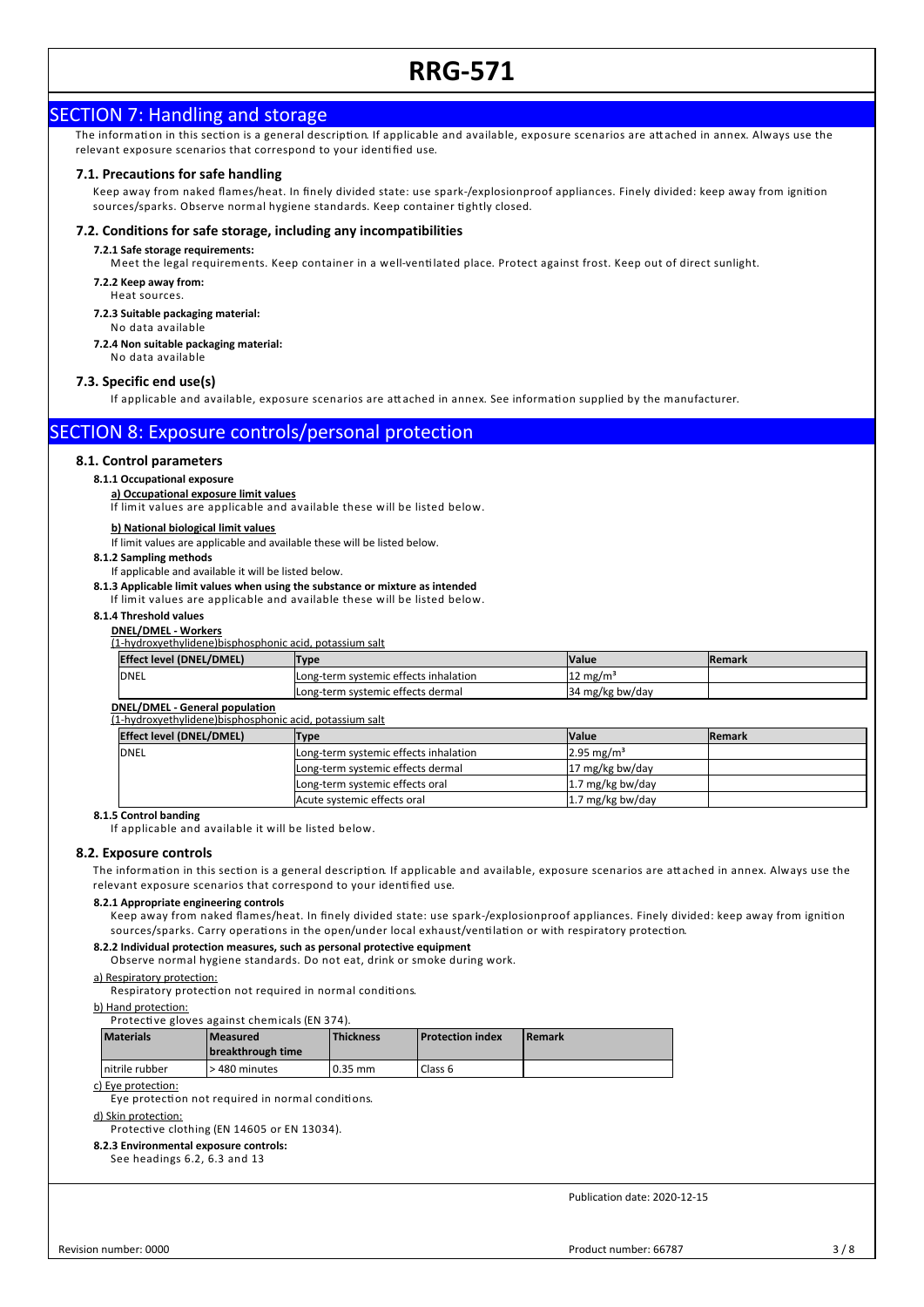# RRG-571

## SECTION 7: Handling and storage

The information in this section is a general description. If applicable and available, exposure scenarios are attached in annex. Always use the relevant exposure scenarios that correspond to your identified use.

### 7.1. Precautions for safe handling

Keep away from naked flames/heat. In finely divided state: use spark-/explosionproof appliances. Finely divided: keep away from ignition sources/sparks. Observe normal hygiene standards. Keep container tightly closed.

### 7.2. Conditions for safe storage, including any incompatibilities

**7.2.1 Safe storage requirements:**

Meet the legal requirements. Keep container in a well-ventilated place. Protect against frost. Keep out of direct sunlight.

**7.2.2 Keep away from:**

Heat sources.

**7.2.3 Suitable packaging material:**

No data available

**7.2.4 Non suitable packaging material:**

No data available

### 7.3. Specific end use(s)

If applicable and available, exposure scenarios are attached in annex. See information supplied by the manufacturer.

## SECTION 8: Exposure controls/personal protection

### 8.1. Control parameters

**8.1.1 Occupational exposure**

**a) Occupational exposure limit values**

If limit values are applicable and available these will be listed below.

**b) National biological limit values**

If limit values are applicable and available these will be listed below.

**8.1.2 Sampling methods**

If applicable and available it will be listed below.

**8.1.3 Applicable limit values when using the substance or mixture as intended**

If limit values are applicable and available these will be listed below.

**8.1.4 Threshold values**

**DNEL/DMEL - Workers**

(1-hydroxyethylidene)bisphosphonic acid, potassium salt

| Effect level (DNEL/DMEL) | Type | Value | Remark |
|---|---|---|---|
| DNEL | Long-term systemic effects inhalation | 12 mg/m³ | |
| | Long-term systemic effects dermal | 34 mg/kg bw/day | |

**DNEL/DMEL - General population**

(1-hydroxyethylidene)bisphosphonic acid, potassium salt

| Effect level (DNEL/DMEL) | Type | Value | Remark |
|---|---|---|---|
| DNEL | Long-term systemic effects inhalation | 2.95 mg/m³ | |
| | Long-term systemic effects dermal | 17 mg/kg bw/day | |
| | Long-term systemic effects oral | 1.7 mg/kg bw/day | |
| | Acute systemic effects oral | 1.7 mg/kg bw/day | |

**8.1.5 Control banding**

If applicable and available it will be listed below.

### 8.2. Exposure controls

The information in this section is a general description. If applicable and available, exposure scenarios are attached in annex. Always use the relevant exposure scenarios that correspond to your identified use.

**8.2.1 Appropriate engineering controls**

Keep away from naked flames/heat. In finely divided state: use spark-/explosionproof appliances. Finely divided: keep away from ignition sources/sparks. Carry operations in the open/under local exhaust/ventilation or with respiratory protection.

**8.2.2 Individual protection measures, such as personal protective equipment**

Observe normal hygiene standards. Do not eat, drink or smoke during work.

a) Respiratory protection:

Respiratory protection not required in normal conditions.

b) Hand protection:

Protective gloves against chemicals (EN 374).

| Materials | Measured breakthrough time | Thickness | Protection index | Remark |
|---|---|---|---|---|
| nitrile rubber | > 480 minutes | 0.35 mm | Class 6 | |

c) Eye protection:

Eye protection not required in normal conditions.

d) Skin protection:

Protective clothing (EN 14605 or EN 13034).

**8.2.3 Environmental exposure controls:**

See headings 6.2, 6.3 and 13

Publication date: 2020-12-15

Revision number: 0000

Product number: 66787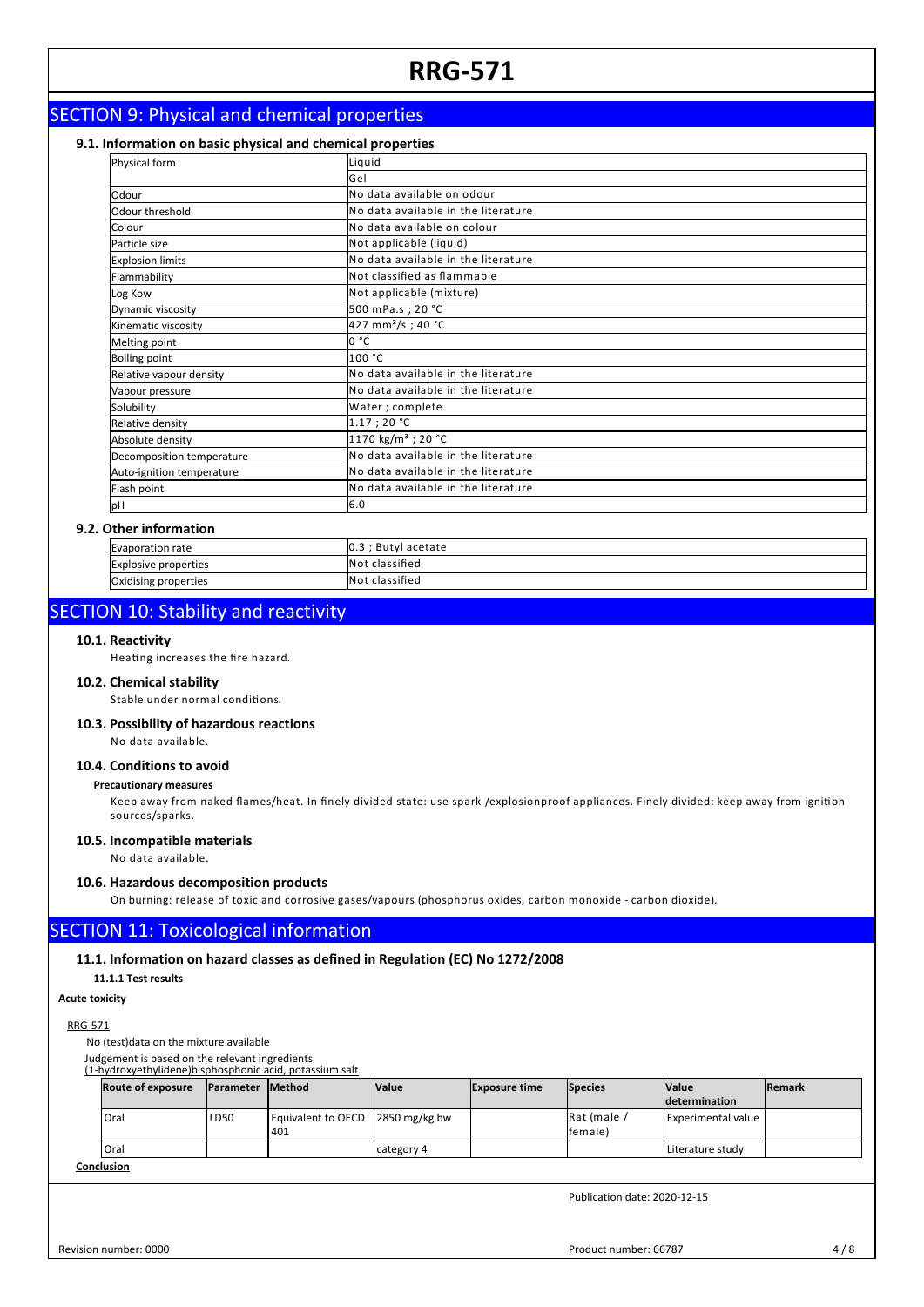# RRG-571

## SECTION 9: Physical and chemical properties

### 9.1. Information on basic physical and chemical properties

| | |
|---|---|
| Physical form | Liquid |
| | Gel |
| Odour | No data available on odour |
| Odour threshold | No data available in the literature |
| Colour | No data available on colour |
| Particle size | Not applicable (liquid) |
| Explosion limits | No data available in the literature |
| Flammability | Not classified as flammable |
| Log Kow | Not applicable (mixture) |
| Dynamic viscosity | 500 mPa.s ; 20 °C |
| Kinematic viscosity | 427 $mm^2/s$ ; 40 °C |
| Melting point | 0 °C |
| Boiling point | 100 °C |
| Relative vapour density | No data available in the literature |
| Vapour pressure | No data available in the literature |
| Solubility | Water ; complete |
| Relative density | 1.17 ; 20 °C |
| Absolute density | 1170 $kg/m^3$ ; 20 °C |
| Decomposition temperature | No data available in the literature |
| Auto-ignition temperature | No data available in the literature |
| Flash point | No data available in the literature |
| pH | 6.0 |

### 9.2. Other information

| | |
|---|---|
| Evaporation rate | 0.3 ; Butyl acetate |
| Explosive properties | Not classified |
| Oxidising properties | Not classified |

## SECTION 10: Stability and reactivity

### 10.1. Reactivity

Heating increases the fire hazard.

### 10.2. Chemical stability

Stable under normal conditions.

### 10.3. Possibility of hazardous reactions

No data available.

### 10.4. Conditions to avoid

**Precautionary measures**

Keep away from naked flames/heat. In finely divided state: use spark-/explosionproof appliances. Finely divided: keep away from ignition sources/sparks.

### 10.5. Incompatible materials

No data available.

### 10.6. Hazardous decomposition products

On burning: release of toxic and corrosive gases/vapours (phosphorus oxides, carbon monoxide - carbon dioxide).

## SECTION 11: Toxicological information

### 11.1. Information on hazard classes as defined in Regulation (EC) No 1272/2008

**11.1.1 Test results**

**Acute toxicity**

RRG-571

No (test)data on the mixture available

Judgement is based on the relevant ingredients

(1-hydroxyethylidene)bisphosphonic acid, potassium salt

| Route of exposure | Parameter | Method | Value | Exposure time | Species | Value determination | Remark |
|---|---|---|---|---|---|---|---|
| Oral | LD50 | Equivalent to OECD 401 | 2850 mg/kg bw | | Rat (male / female) | Experimental value | |
| Oral | | | category 4 | | | Literature study | |

**Conclusion**

Publication date: 2020-12-15

Revision number: 0000

Product number: 66787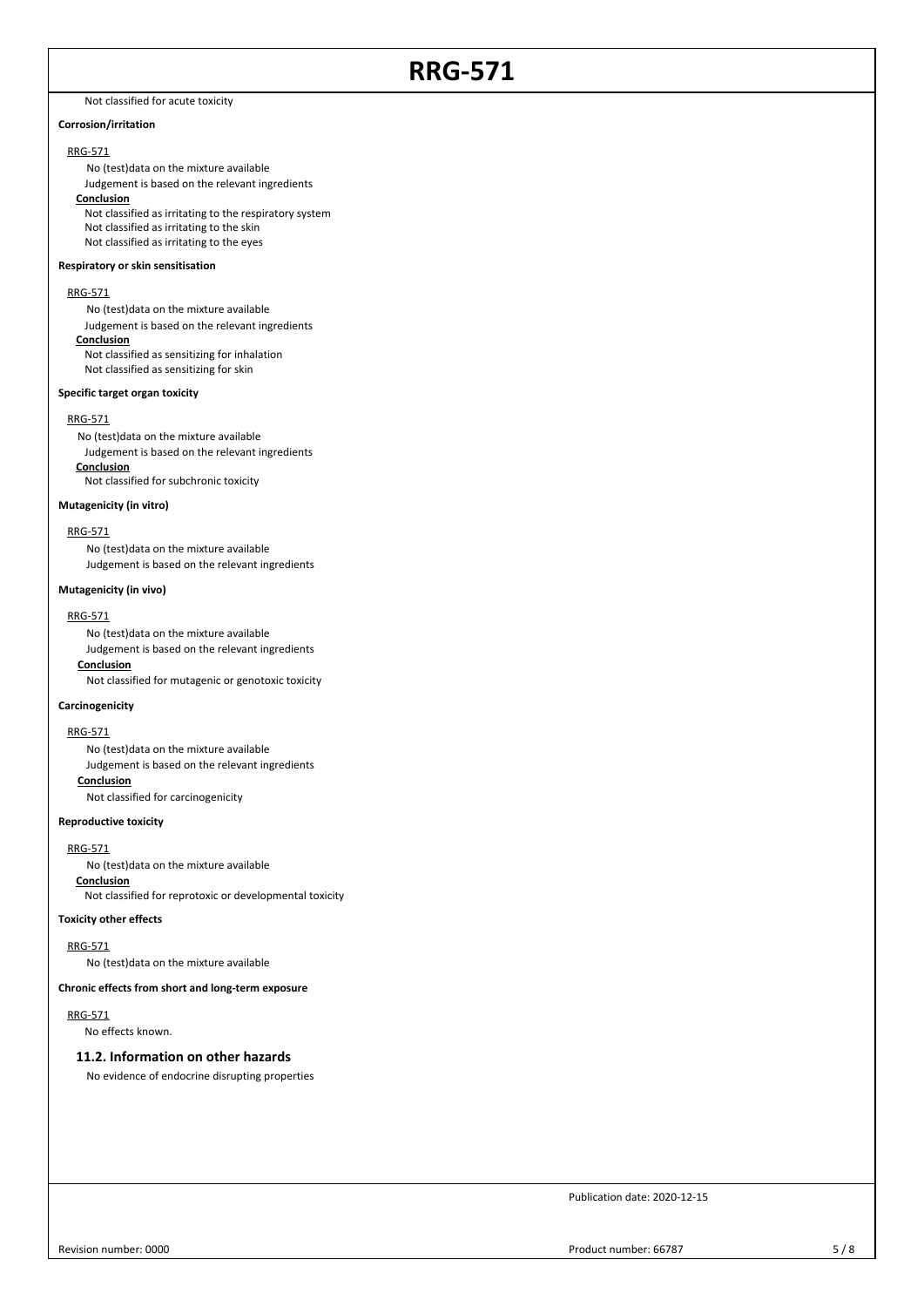Not classified for acute toxicity

**Corrosion/irritation**

RRG-571

No (test)data on the mixture available
Judgement is based on the relevant ingredients

**Conclusion**

Not classified as irritating to the respiratory system
Not classified as irritating to the skin
Not classified as irritating to the eyes

**Respiratory or skin sensitisation**

RRG-571

No (test)data on the mixture available
Judgement is based on the relevant ingredients

**Conclusion**

Not classified as sensitizing for inhalation
Not classified as sensitizing for skin

**Specific target organ toxicity**

RRG-571

No (test)data on the mixture available
Judgement is based on the relevant ingredients

**Conclusion**

Not classified for subchronic toxicity

**Mutagenicity (in vitro)**

RRG-571

No (test)data on the mixture available
Judgement is based on the relevant ingredients

**Mutagenicity (in vivo)**

RRG-571

No (test)data on the mixture available
Judgement is based on the relevant ingredients

**Conclusion**

Not classified for mutagenic or genotoxic toxicity

**Carcinogenicity**

RRG-571

No (test)data on the mixture available
Judgement is based on the relevant ingredients

**Conclusion**

Not classified for carcinogenicity

**Reproductive toxicity**

RRG-571

No (test)data on the mixture available

**Conclusion**

Not classified for reprotoxic or developmental toxicity

**Toxicity other effects**

RRG-571

No (test)data on the mixture available

**Chronic effects from short and long-term exposure**

RRG-571

No effects known.

### 11.2. Information on other hazards

No evidence of endocrine disrupting properties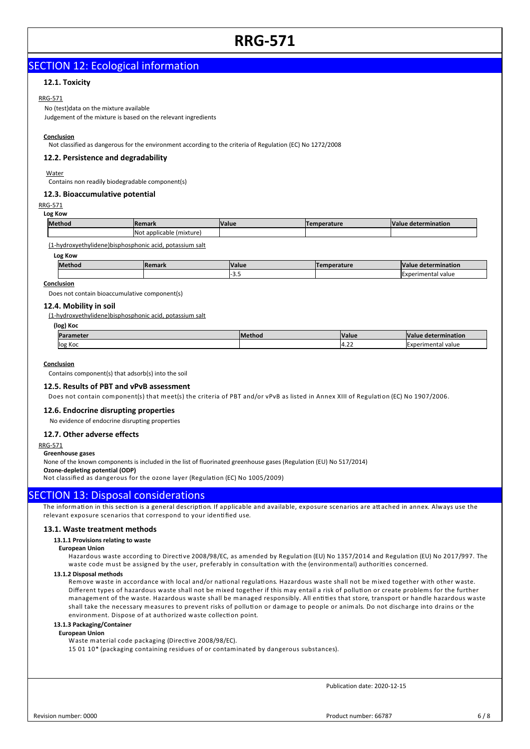## SECTION 12: Ecological information

### 12.1. Toxicity

RRG-571

No (test)data on the mixture available

Judgement of the mixture is based on the relevant ingredients

**Conclusion**

Not classified as dangerous for the environment according to the criteria of Regulation (EC) No 1272/2008

### 12.2. Persistence and degradability

Water

Contains non readily biodegradable component(s)

### 12.3. Bioaccumulative potential

RRG-571

**Log Kow**

| Method | Remark | Value | Temperature | Value determination |
|---|---|---|---|---|
| | Not applicable (mixture) | | | |

(1-hydroxyethylidene)bisphosphonic acid, potassium salt

**Log Kow**

| Method | Remark | Value | Temperature | Value determination |
|---|---|---|---|---|
| | | -3.5 | | Experimental value |

**Conclusion**

Does not contain bioaccumulative component(s)

### 12.4. Mobility in soil

(1-hydroxyethylidene)bisphosphonic acid, potassium salt

**(log) Koc**

| Parameter | Method | Value | Value determination |
|---|---|---|---|
| log Koc | | 4.22 | Experimental value |

**Conclusion**

Contains component(s) that adsorb(s) into the soil

### 12.5. Results of PBT and vPvB assessment

Does not contain component(s) that meet(s) the criteria of PBT and/or vPvB as listed in Annex XIII of Regulation (EC) No 1907/2006.

### 12.6. Endocrine disrupting properties

No evidence of endocrine disrupting properties

### 12.7. Other adverse effects

RRG-571

**Greenhouse gases**

None of the known components is included in the list of fluorinated greenhouse gases (Regulation (EU) No 517/2014)

**Ozone-depleting potential (ODP)**

Not classified as dangerous for the ozone layer (Regulation (EC) No 1005/2009)

## SECTION 13: Disposal considerations

The information in this section is a general description. If applicable and available, exposure scenarios are attached in annex. Always use the relevant exposure scenarios that correspond to your identified use.

### 13.1. Waste treatment methods

**13.1.1 Provisions relating to waste**

**European Union**

Hazardous waste according to Directive 2008/98/EC, as amended by Regulation (EU) No 1357/2014 and Regulation (EU) No 2017/997. The waste code must be assigned by the user, preferably in consultation with the (environmental) authorities concerned.

**13.1.2 Disposal methods**

Remove waste in accordance with local and/or national regulations. Hazardous waste shall not be mixed together with other waste. Different types of hazardous waste shall not be mixed together if this may entail a risk of pollution or create problems for the further management of the waste. Hazardous waste shall be managed responsibly. All entities that store, transport or handle hazardous waste shall take the necessary measures to prevent risks of pollution or damage to people or animals. Do not discharge into drains or the environment. Dispose of at authorized waste collection point.

**13.1.3 Packaging/Container**

**European Union**

Waste material code packaging (Directive 2008/98/EC).

15 01 10* (packaging containing residues of or contaminated by dangerous substances).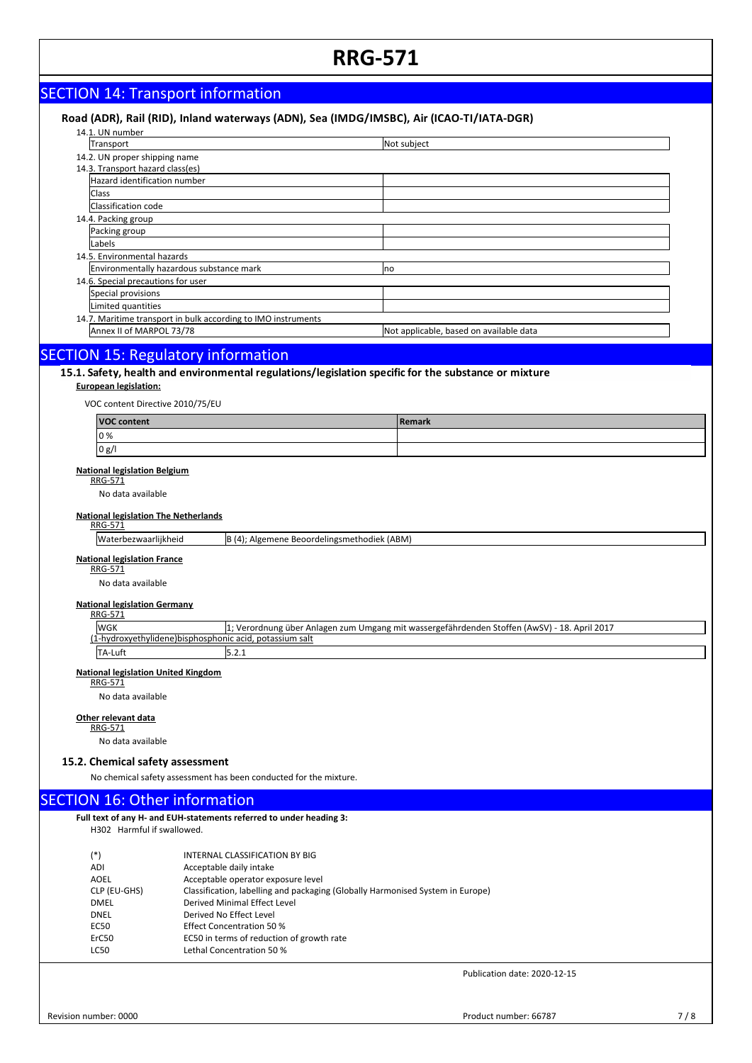# SECTION 14: Transport information

### Road (ADR), Rail (RID), Inland waterways (ADN), Sea (IMDG/IMSBC), Air (ICAO-TI/IATA-DGR)

14.1. UN number

| | |
|---|---|
| Transport | Not subject |

14.2. UN proper shipping name

14.3. Transport hazard class(es)

| | |
|---|---|
| Hazard identification number | |
| Class | |
| Classification code | |

14.4. Packing group

| | |
|---|---|
| Packing group | |
| Labels | |

14.5. Environmental hazards

| | |
|---|---|
| Environmentally hazardous substance mark | no |

14.6. Special precautions for user

| | |
|---|---|
| Special provisions | |
| Limited quantities | |

14.7. Maritime transport in bulk according to IMO instruments

| | |
|---|---|
| Annex II of MARPOL 73/78 | Not applicable, based on available data |

# SECTION 15: Regulatory information

### 15.1. Safety, health and environmental regulations/legislation specific for the substance or mixture

**European legislation:**

VOC content Directive 2010/75/EU

| VOC content | Remark |
|---|---|
| 0 % | |
| 0 g/l | |

**National legislation Belgium**

RRG-571

No data available

**National legislation The Netherlands**

RRG-571

| | |
|---|---|
| Waterbezwaarlijkheid | B (4); Algemene Beoordelingsmethodiek (ABM) |

**National legislation France**

RRG-571

No data available

**National legislation Germany**

RRG-571

| | |
|---|---|
| WGK | 1; Verordnung über Anlagen zum Umgang mit wassergefährdenden Stoffen (AwSV) - 18. April 2017 |

(1-hydroxyethylidene)bisphosphonic acid, potassium salt

| | |
|---|---|
| TA-Luft | 5.2.1 |

**National legislation United Kingdom**

RRG-571

No data available

**Other relevant data**

RRG-571

No data available

### 15.2. Chemical safety assessment

No chemical safety assessment has been conducted for the mixture.

# SECTION 16: Other information

**Full text of any H- and EUH-statements referred to under heading 3:**

H302 Harmful if swallowed.

| | |
|---|---|
| (*) | INTERNAL CLASSIFICATION BY BIG |
| ADI | Acceptable daily intake |
| AOEL | Acceptable operator exposure level |
| CLP (EU-GHS) | Classification, labelling and packaging (Globally Harmonised System in Europe) |
| DMEL | Derived Minimal Effect Level |
| DNEL | Derived No Effect Level |
| EC50 | Effect Concentration 50 % |
| ErC50 | EC50 in terms of reduction of growth rate |
| LC50 | Lethal Concentration 50 % |

Publication date: 2020-12-15

Revision number: 0000

Product number: 66787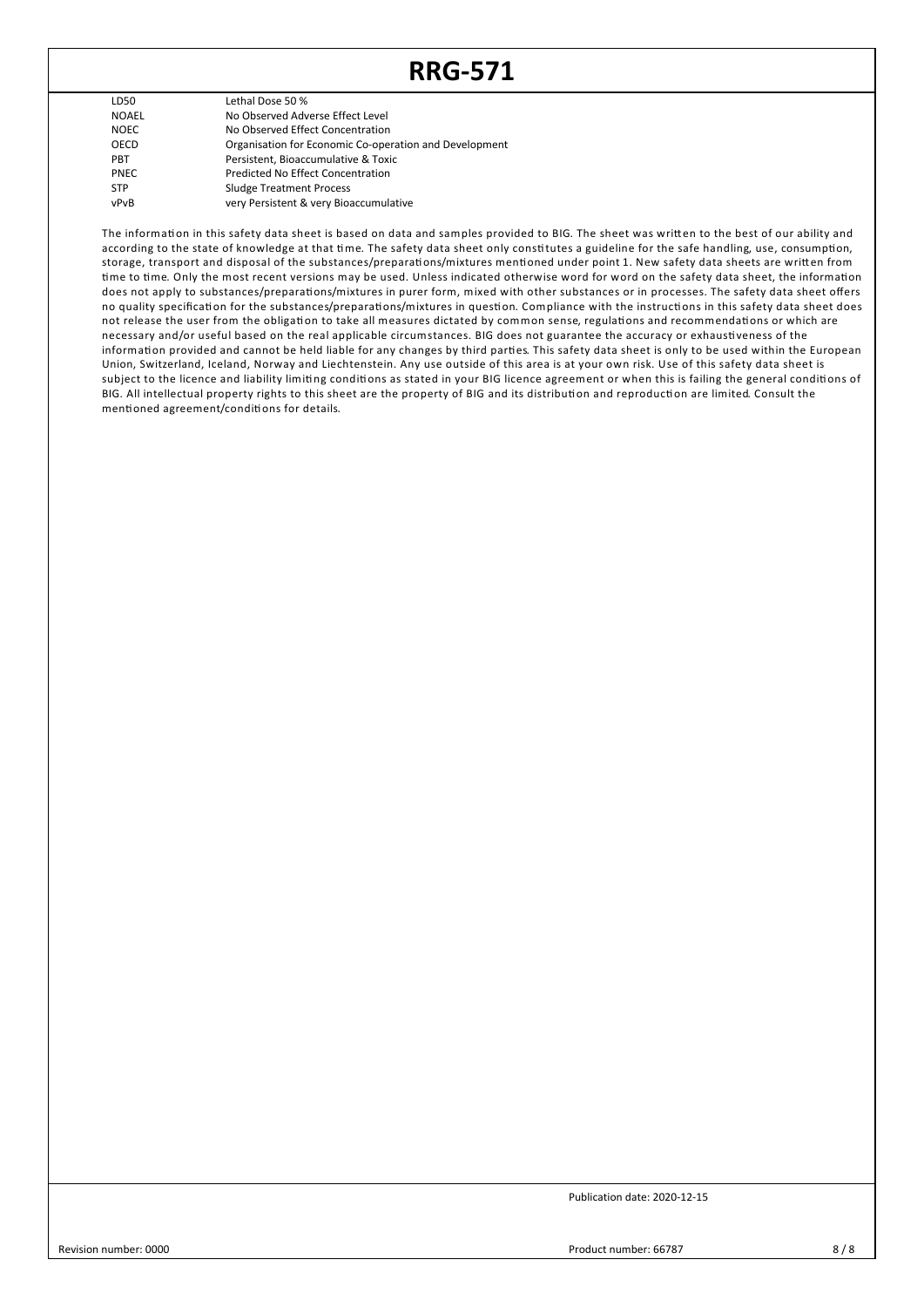| | |
|---|---|
| LD50 | Lethal Dose 50 % |
| NOAEL | No Observed Adverse Effect Level |
| NOEC | No Observed Effect Concentration |
| OECD | Organisation for Economic Co-operation and Development |
| PBT | Persistent, Bioaccumulative & Toxic |
| PNEC | Predicted No Effect Concentration |
| STP | Sludge Treatment Process |
| vPvB | very Persistent & very Bioaccumulative |

The information in this safety data sheet is based on data and samples provided to BIG. The sheet was written to the best of our ability and according to the state of knowledge at that time. The safety data sheet only constitutes a guideline for the safe handling, use, consumption, storage, transport and disposal of the substances/preparations/mixtures mentioned under point 1. New safety data sheets are written from time to time. Only the most recent versions may be used. Unless indicated otherwise word for word on the safety data sheet, the information does not apply to substances/preparations/mixtures in purer form, mixed with other substances or in processes. The safety data sheet offers no quality specification for the substances/preparations/mixtures in question. Compliance with the instructions in this safety data sheet does not release the user from the obligation to take all measures dictated by common sense, regulations and recommendations or which are necessary and/or useful based on the real applicable circumstances. BIG does not guarantee the accuracy or exhaustiveness of the information provided and cannot be held liable for any changes by third parties. This safety data sheet is only to be used within the European Union, Switzerland, Iceland, Norway and Liechtenstein. Any use outside of this area is at your own risk. Use of this safety data sheet is subject to the licence and liability limiting conditions as stated in your BIG licence agreement or when this is failing the general conditions of BIG. All intellectual property rights to this sheet are the property of BIG and its distribution and reproduction are limited. Consult the mentioned agreement/conditions for details.